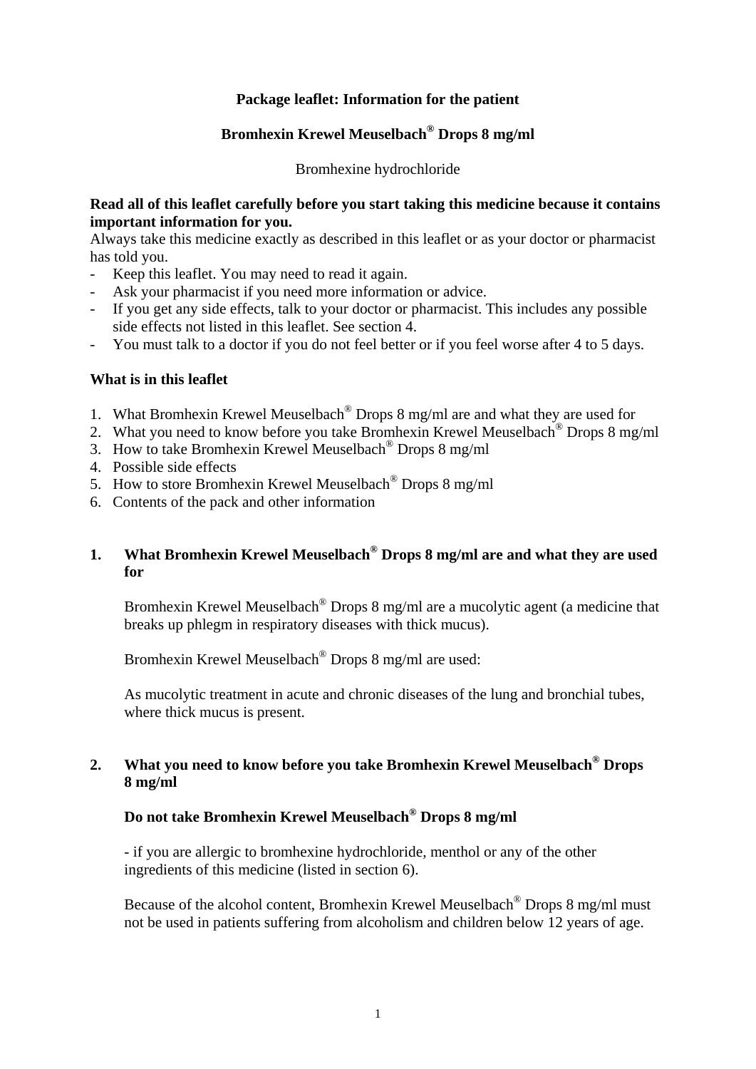**Package leaflet: Information for the patient**

**Bromhexin Krewel Meuselbach® Drops 8 mg/ml**

Bromhexine hydrochloride

**Read all of this leaflet carefully before you start taking this medicine because it contains important information for you.**

Always take this medicine exactly as described in this leaflet or as your doctor or pharmacist has told you.

- Keep this leaflet. You may need to read it again.
- Ask your pharmacist if you need more information or advice.
- If you get any side effects, talk to your doctor or pharmacist. This includes any possible side effects not listed in this leaflet. See section 4.
- You must talk to a doctor if you do not feel better or if you feel worse after 4 to 5 days.

**What is in this leaflet**

1. What Bromhexin Krewel Meuselbach® Drops 8 mg/ml are and what they are used for
2. What you need to know before you take Bromhexin Krewel Meuselbach® Drops 8 mg/ml
3. How to take Bromhexin Krewel Meuselbach® Drops 8 mg/ml
4. Possible side effects
5. How to store Bromhexin Krewel Meuselbach® Drops 8 mg/ml
6. Contents of the pack and other information

## 1. What Bromhexin Krewel Meuselbach® Drops 8 mg/ml are and what they are used for

Bromhexin Krewel Meuselbach® Drops 8 mg/ml are a mucolytic agent (a medicine that breaks up phlegm in respiratory diseases with thick mucus).

Bromhexin Krewel Meuselbach® Drops 8 mg/ml are used:

As mucolytic treatment in acute and chronic diseases of the lung and bronchial tubes, where thick mucus is present.

## 2. What you need to know before you take Bromhexin Krewel Meuselbach® Drops 8 mg/ml

**Do not take Bromhexin Krewel Meuselbach® Drops 8 mg/ml**

- if you are allergic to bromhexine hydrochloride, menthol or any of the other ingredients of this medicine (listed in section 6).

Because of the alcohol content, Bromhexin Krewel Meuselbach® Drops 8 mg/ml must not be used in patients suffering from alcoholism and children below 12 years of age.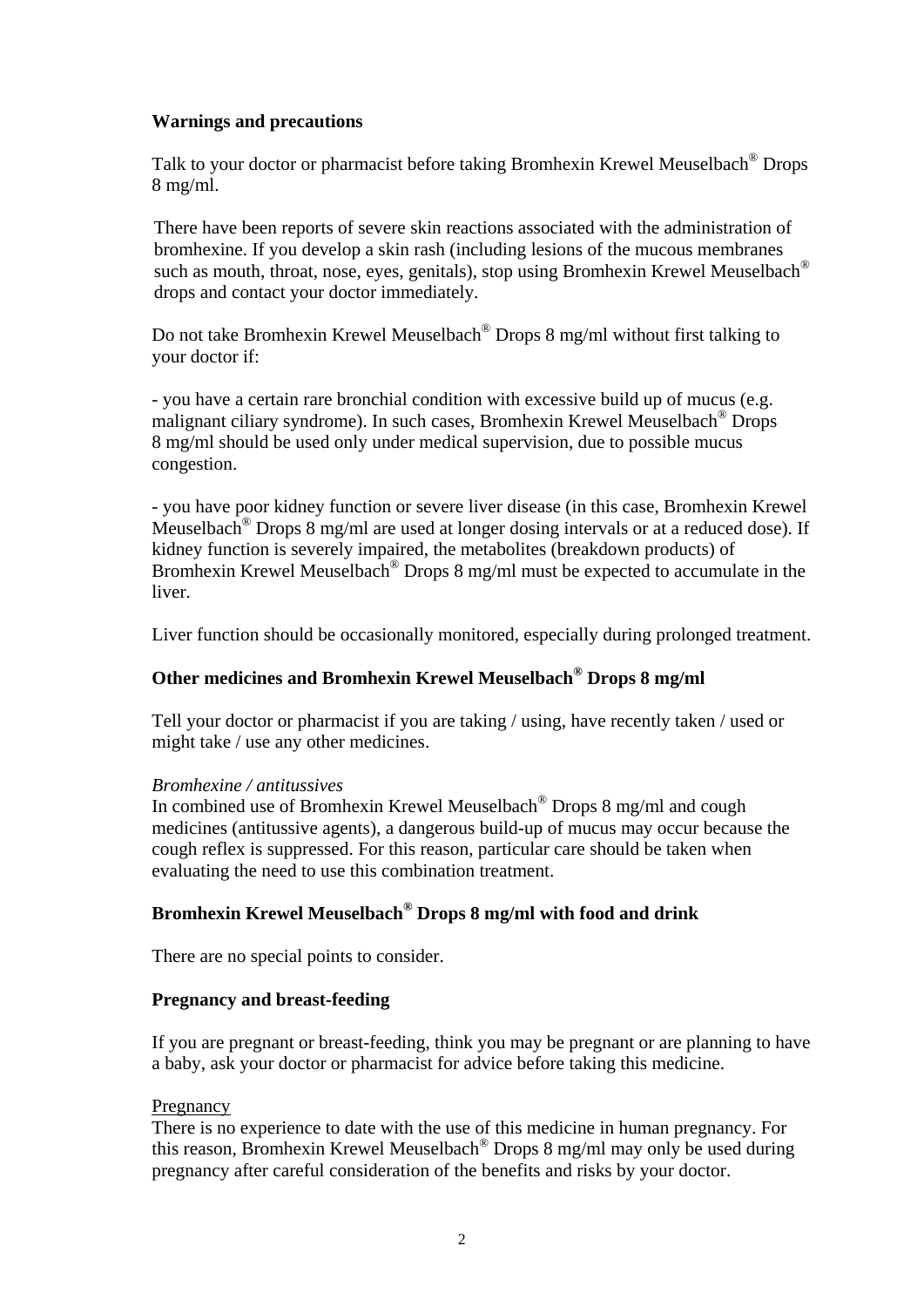**Warnings and precautions**

Talk to your doctor or pharmacist before taking Bromhexin Krewel Meuselbach® Drops 8 mg/ml.

There have been reports of severe skin reactions associated with the administration of bromhexine. If you develop a skin rash (including lesions of the mucous membranes such as mouth, throat, nose, eyes, genitals), stop using Bromhexin Krewel Meuselbach® drops and contact your doctor immediately.

Do not take Bromhexin Krewel Meuselbach® Drops 8 mg/ml without first talking to your doctor if:

- you have a certain rare bronchial condition with excessive build up of mucus (e.g. malignant ciliary syndrome). In such cases, Bromhexin Krewel Meuselbach® Drops 8 mg/ml should be used only under medical supervision, due to possible mucus congestion.

- you have poor kidney function or severe liver disease (in this case, Bromhexin Krewel Meuselbach® Drops 8 mg/ml are used at longer dosing intervals or at a reduced dose). If kidney function is severely impaired, the metabolites (breakdown products) of Bromhexin Krewel Meuselbach® Drops 8 mg/ml must be expected to accumulate in the liver.

Liver function should be occasionally monitored, especially during prolonged treatment.

**Other medicines and Bromhexin Krewel Meuselbach® Drops 8 mg/ml**

Tell your doctor or pharmacist if you are taking / using, have recently taken / used or might take / use any other medicines.

*Bromhexine / antitussives*
In combined use of Bromhexin Krewel Meuselbach® Drops 8 mg/ml and cough medicines (antitussive agents), a dangerous build-up of mucus may occur because the cough reflex is suppressed. For this reason, particular care should be taken when evaluating the need to use this combination treatment.

**Bromhexin Krewel Meuselbach® Drops 8 mg/ml with food and drink**

There are no special points to consider.

**Pregnancy and breast-feeding**

If you are pregnant or breast-feeding, think you may be pregnant or are planning to have a baby, ask your doctor or pharmacist for advice before taking this medicine.

Pregnancy
There is no experience to date with the use of this medicine in human pregnancy. For this reason, Bromhexin Krewel Meuselbach® Drops 8 mg/ml may only be used during pregnancy after careful consideration of the benefits and risks by your doctor.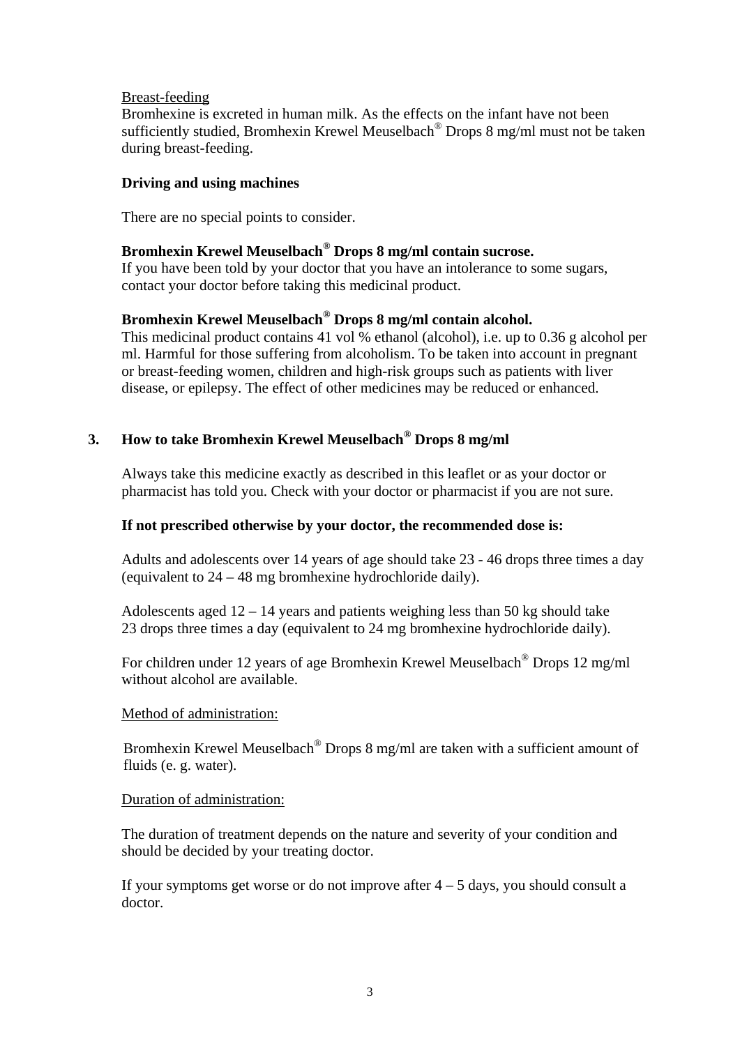Breast-feeding

Bromhexine is excreted in human milk. As the effects on the infant have not been sufficiently studied, Bromhexin Krewel Meuselbach® Drops 8 mg/ml must not be taken during breast-feeding.

**Driving and using machines**

There are no special points to consider.

**Bromhexin Krewel Meuselbach® Drops 8 mg/ml contain sucrose.**

If you have been told by your doctor that you have an intolerance to some sugars, contact your doctor before taking this medicinal product.

**Bromhexin Krewel Meuselbach® Drops 8 mg/ml contain alcohol.**

This medicinal product contains 41 vol % ethanol (alcohol), i.e. up to 0.36 g alcohol per ml. Harmful for those suffering from alcoholism. To be taken into account in pregnant or breast-feeding women, children and high-risk groups such as patients with liver disease, or epilepsy. The effect of other medicines may be reduced or enhanced.

## 3. How to take Bromhexin Krewel Meuselbach® Drops 8 mg/ml

Always take this medicine exactly as described in this leaflet or as your doctor or pharmacist has told you. Check with your doctor or pharmacist if you are not sure.

**If not prescribed otherwise by your doctor, the recommended dose is:**

Adults and adolescents over 14 years of age should take 23 - 46 drops three times a day (equivalent to 24 – 48 mg bromhexine hydrochloride daily).

Adolescents aged 12 – 14 years and patients weighing less than 50 kg should take 23 drops three times a day (equivalent to 24 mg bromhexine hydrochloride daily).

For children under 12 years of age Bromhexin Krewel Meuselbach® Drops 12 mg/ml without alcohol are available.

Method of administration:

Bromhexin Krewel Meuselbach® Drops 8 mg/ml are taken with a sufficient amount of fluids (e. g. water).

Duration of administration:

The duration of treatment depends on the nature and severity of your condition and should be decided by your treating doctor.

If your symptoms get worse or do not improve after 4 – 5 days, you should consult a doctor.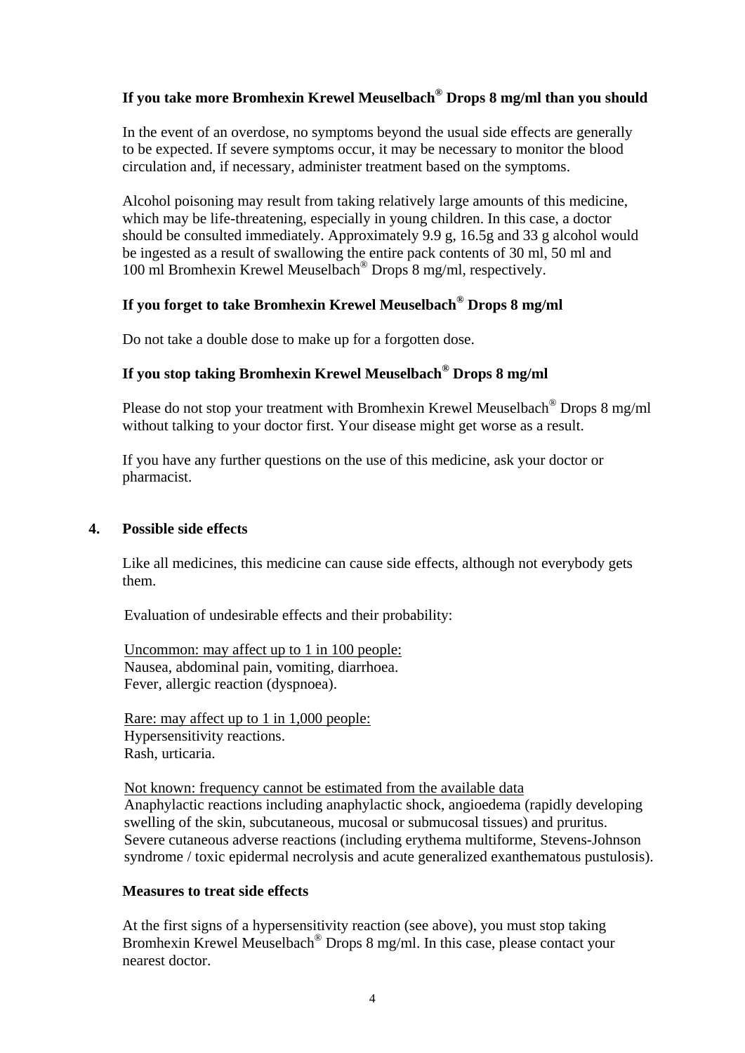### If you take more Bromhexin Krewel Meuselbach® Drops 8 mg/ml than you should

In the event of an overdose, no symptoms beyond the usual side effects are generally to be expected. If severe symptoms occur, it may be necessary to monitor the blood circulation and, if necessary, administer treatment based on the symptoms.

Alcohol poisoning may result from taking relatively large amounts of this medicine, which may be life-threatening, especially in young children. In this case, a doctor should be consulted immediately. Approximately 9.9 g, 16.5g and 33 g alcohol would be ingested as a result of swallowing the entire pack contents of 30 ml, 50 ml and 100 ml Bromhexin Krewel Meuselbach® Drops 8 mg/ml, respectively.

### If you forget to take Bromhexin Krewel Meuselbach® Drops 8 mg/ml

Do not take a double dose to make up for a forgotten dose.

### If you stop taking Bromhexin Krewel Meuselbach® Drops 8 mg/ml

Please do not stop your treatment with Bromhexin Krewel Meuselbach® Drops 8 mg/ml without talking to your doctor first. Your disease might get worse as a result.

If you have any further questions on the use of this medicine, ask your doctor or pharmacist.

## 4. Possible side effects

Like all medicines, this medicine can cause side effects, although not everybody gets them.

Evaluation of undesirable effects and their probability:

Uncommon: may affect up to 1 in 100 people:
Nausea, abdominal pain, vomiting, diarrhoea.
Fever, allergic reaction (dyspnoea).

Rare: may affect up to 1 in 1,000 people:
Hypersensitivity reactions.
Rash, urticaria.

Not known: frequency cannot be estimated from the available data
Anaphylactic reactions including anaphylactic shock, angioedema (rapidly developing swelling of the skin, subcutaneous, mucosal or submucosal tissues) and pruritus.
Severe cutaneous adverse reactions (including erythema multiforme, Stevens-Johnson syndrome / toxic epidermal necrolysis and acute generalized exanthematous pustulosis).

### Measures to treat side effects

At the first signs of a hypersensitivity reaction (see above), you must stop taking Bromhexin Krewel Meuselbach® Drops 8 mg/ml. In this case, please contact your nearest doctor.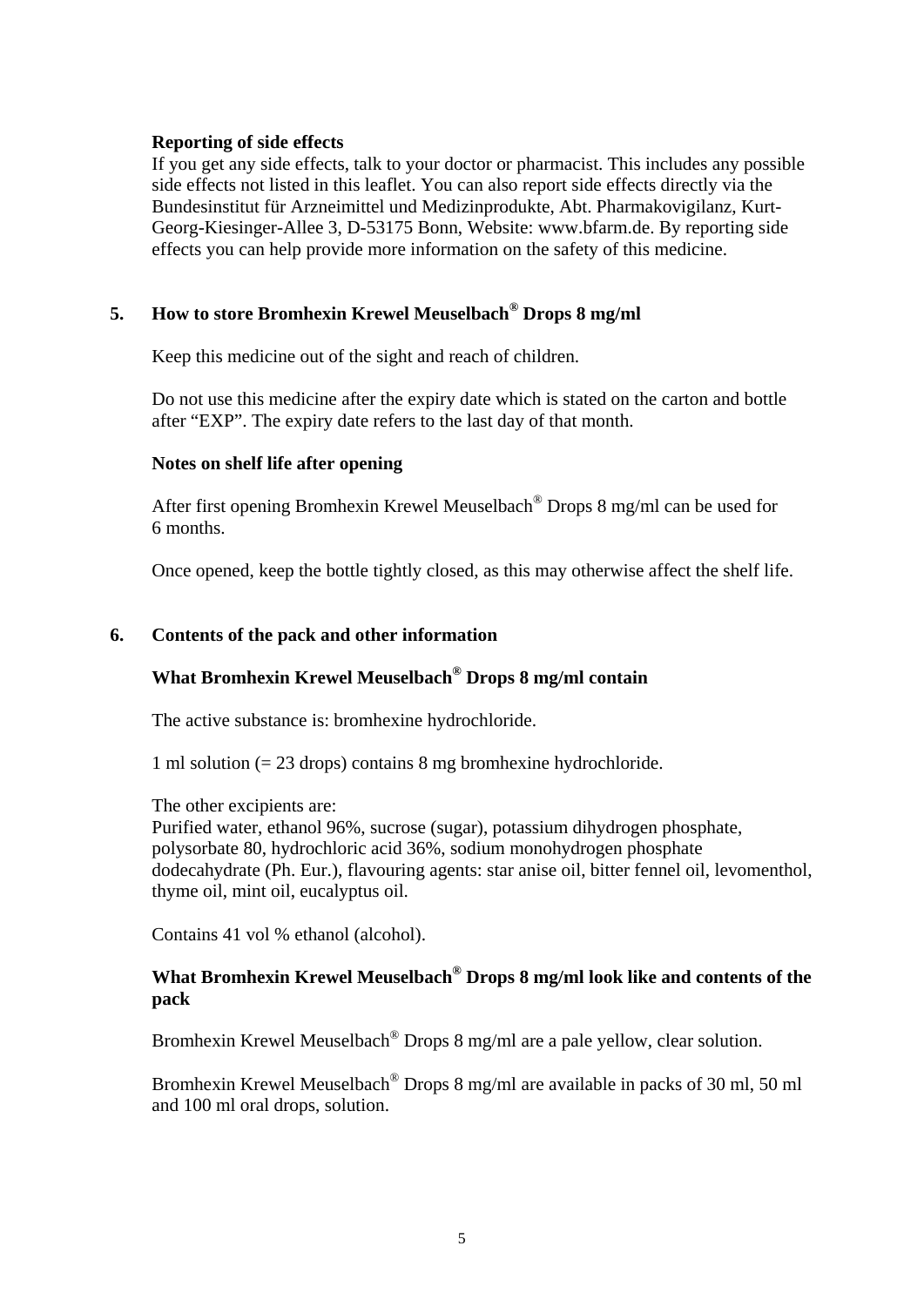**Reporting of side effects**

If you get any side effects, talk to your doctor or pharmacist. This includes any possible side effects not listed in this leaflet. You can also report side effects directly via the Bundesinstitut für Arzneimittel und Medizinprodukte, Abt. Pharmakovigilanz, Kurt-Georg-Kiesinger-Allee 3, D-53175 Bonn, Website: www.bfarm.de. By reporting side effects you can help provide more information on the safety of this medicine.

## 5. How to store Bromhexin Krewel Meuselbach® Drops 8 mg/ml

Keep this medicine out of the sight and reach of children.

Do not use this medicine after the expiry date which is stated on the carton and bottle after “EXP”. The expiry date refers to the last day of that month.

**Notes on shelf life after opening**

After first opening Bromhexin Krewel Meuselbach® Drops 8 mg/ml can be used for 6 months.

Once opened, keep the bottle tightly closed, as this may otherwise affect the shelf life.

## 6. Contents of the pack and other information

### What Bromhexin Krewel Meuselbach® Drops 8 mg/ml contain

The active substance is: bromhexine hydrochloride.

1 ml solution (= 23 drops) contains 8 mg bromhexine hydrochloride.

The other excipients are:
Purified water, ethanol 96%, sucrose (sugar), potassium dihydrogen phosphate, polysorbate 80, hydrochloric acid 36%, sodium monohydrogen phosphate dodecahydrate (Ph. Eur.), flavouring agents: star anise oil, bitter fennel oil, levomenthol, thyme oil, mint oil, eucalyptus oil.

Contains 41 vol % ethanol (alcohol).

### What Bromhexin Krewel Meuselbach® Drops 8 mg/ml look like and contents of the pack

Bromhexin Krewel Meuselbach® Drops 8 mg/ml are a pale yellow, clear solution.

Bromhexin Krewel Meuselbach® Drops 8 mg/ml are available in packs of 30 ml, 50 ml and 100 ml oral drops, solution.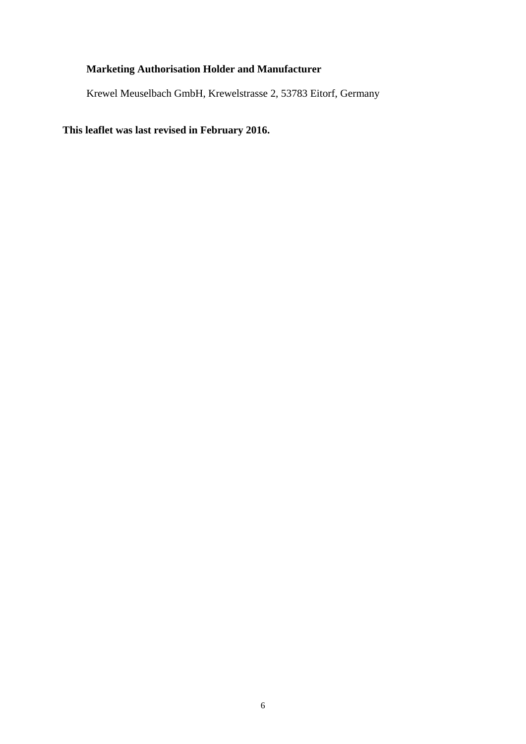**Marketing Authorisation Holder and Manufacturer**

Krewel Meuselbach GmbH, Krewelstrasse 2, 53783 Eitorf, Germany

**This leaflet was last revised in February 2016.**